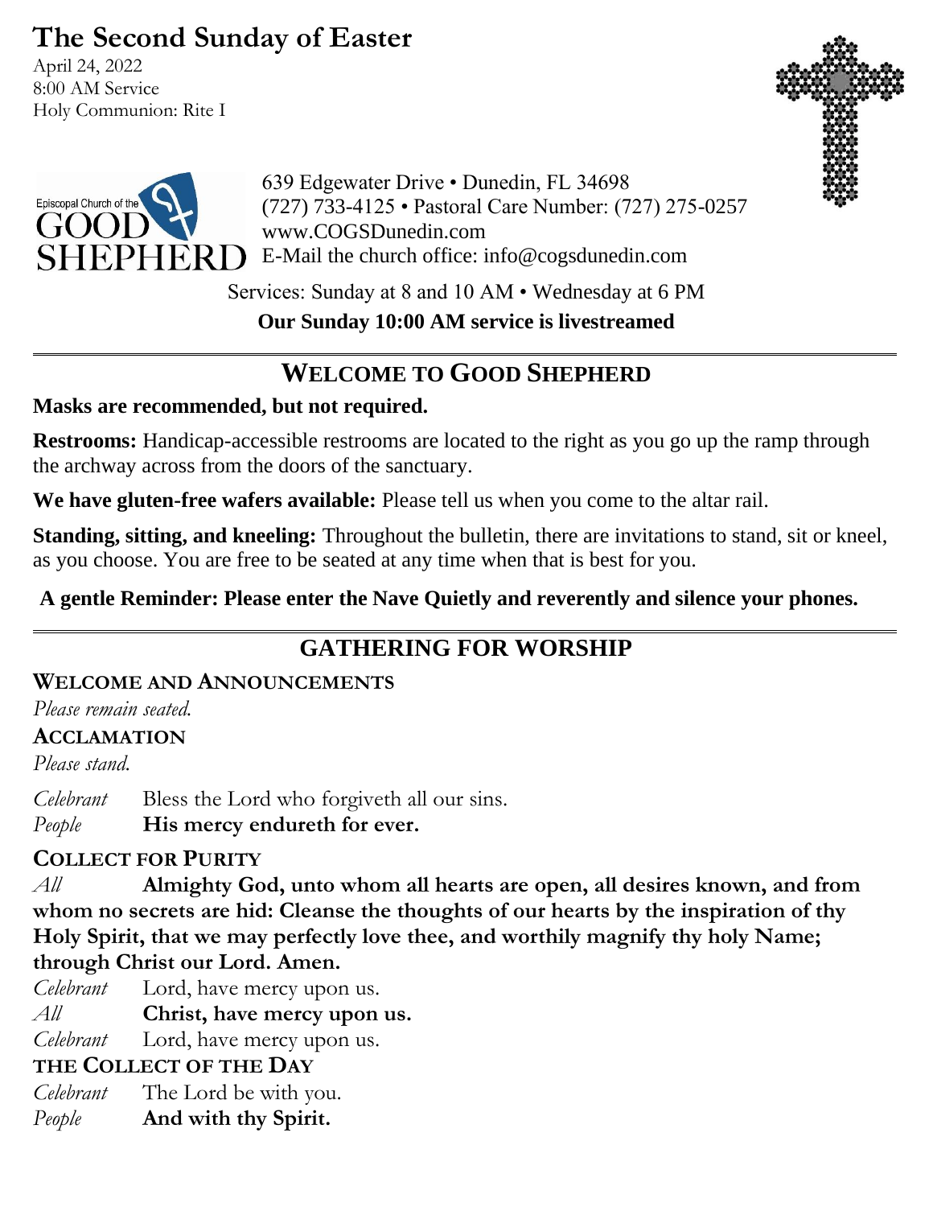# The Second Sunday of Easter

April 24, 2022
8:00 AM Service
Holy Communion: Rite I

Episcopal Church of the GOOD SHEPHERD

639 Edgewater Drive • Dunedin, FL 34698
(727) 733-4125 • Pastoral Care Number: (727) 275-0257
www.COGSDunedin.com
E-Mail the church office: info@cogsdunedin.com

Services: Sunday at 8 and 10 AM • Wednesday at 6 PM

**Our Sunday 10:00 AM service is livestreamed**

## WELCOME TO GOOD SHEPHERD

**Masks are recommended, but not required.**

**Restrooms:** Handicap-accessible restrooms are located to the right as you go up the ramp through the archway across from the doors of the sanctuary.

**We have gluten-free wafers available:** Please tell us when you come to the altar rail.

**Standing, sitting, and kneeling:** Throughout the bulletin, there are invitations to stand, sit or kneel, as you choose. You are free to be seated at any time when that is best for you.

**A gentle Reminder: Please enter the Nave Quietly and reverently and silence your phones.**

## GATHERING FOR WORSHIP

### WELCOME AND ANNOUNCEMENTS

*Please remain seated.*

### ACCLAMATION

*Please stand.*

*Celebrant* Bless the Lord who forgiveth all our sins.
*People* **His mercy endureth for ever.**

### COLLECT FOR PURITY

*All* **Almighty God, unto whom all hearts are open, all desires known, and from whom no secrets are hid: Cleanse the thoughts of our hearts by the inspiration of thy Holy Spirit, that we may perfectly love thee, and worthily magnify thy holy Name; through Christ our Lord. Amen.**

*Celebrant* Lord, have mercy upon us.
*All* **Christ, have mercy upon us.**
*Celebrant* Lord, have mercy upon us.

### THE COLLECT OF THE DAY

*Celebrant* The Lord be with you.
*People* **And with thy Spirit.**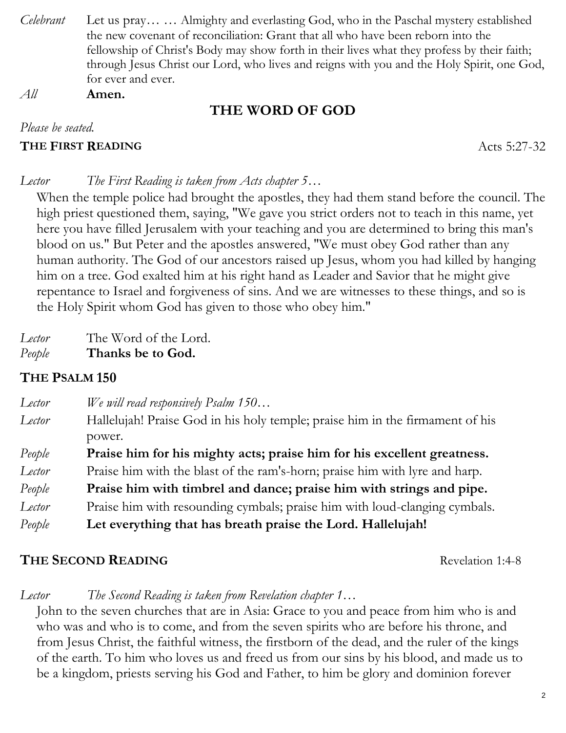*Celebrant* Let us pray… … Almighty and everlasting God, who in the Paschal mystery established the new covenant of reconciliation: Grant that all who have been reborn into the fellowship of Christ's Body may show forth in their lives what they profess by their faith; through Jesus Christ our Lord, who lives and reigns with you and the Holy Spirit, one God, for ever and ever.

*All* **Amen.**

## THE WORD OF GOD

*Please be seated.*

### THE FIRST READING — Acts 5:27-32

*Lector* *The First Reading is taken from Acts chapter 5…*

When the temple police had brought the apostles, they had them stand before the council. The high priest questioned them, saying, "We gave you strict orders not to teach in this name, yet here you have filled Jerusalem with your teaching and you are determined to bring this man's blood on us." But Peter and the apostles answered, "We must obey God rather than any human authority. The God of our ancestors raised up Jesus, whom you had killed by hanging him on a tree. God exalted him at his right hand as Leader and Savior that he might give repentance to Israel and forgiveness of sins. And we are witnesses to these things, and so is the Holy Spirit whom God has given to those who obey him."

*Lector* The Word of the Lord.
*People* **Thanks be to God.**

### THE PSALM 150

*Lector* *We will read responsively Psalm 150…*

*Lector* Hallelujah! Praise God in his holy temple; praise him in the firmament of his power.

*People* **Praise him for his mighty acts; praise him for his excellent greatness.**

*Lector* Praise him with the blast of the ram's-horn; praise him with lyre and harp.

*People* **Praise him with timbrel and dance; praise him with strings and pipe.**

*Lector* Praise him with resounding cymbals; praise him with loud-clanging cymbals.

*People* **Let everything that has breath praise the Lord. Hallelujah!**

### THE SECOND READING — Revelation 1:4-8

*Lector* *The Second Reading is taken from Revelation chapter 1…*

John to the seven churches that are in Asia: Grace to you and peace from him who is and who was and who is to come, and from the seven spirits who are before his throne, and from Jesus Christ, the faithful witness, the firstborn of the dead, and the ruler of the kings of the earth. To him who loves us and freed us from our sins by his blood, and made us to be a kingdom, priests serving his God and Father, to him be glory and dominion forever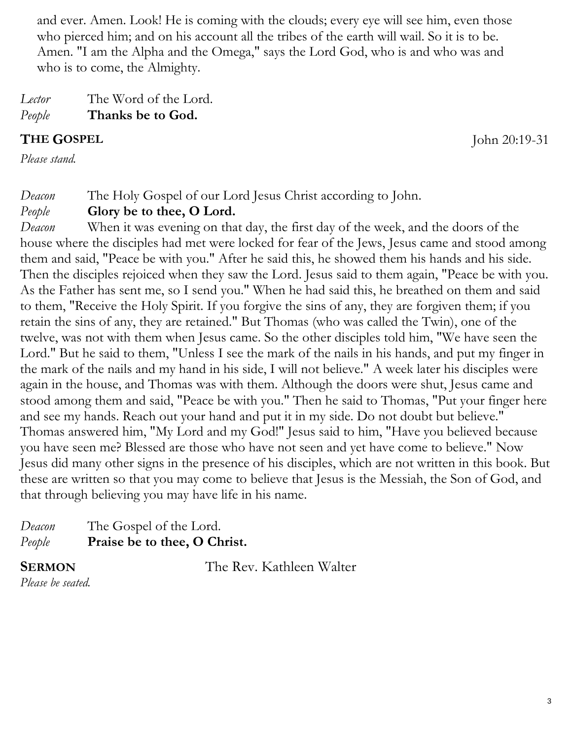and ever. Amen. Look! He is coming with the clouds; every eye will see him, even those who pierced him; and on his account all the tribes of the earth will wail. So it is to be. Amen. "I am the Alpha and the Omega," says the Lord God, who is and who was and who is to come, the Almighty.

*Lector* The Word of the Lord.
*People* **Thanks be to God.**

**THE GOSPEL** John 20:19-31

*Please stand.*

*Deacon* The Holy Gospel of our Lord Jesus Christ according to John.
*People* **Glory be to thee, O Lord.**
*Deacon* When it was evening on that day, the first day of the week, and the doors of the house where the disciples had met were locked for fear of the Jews, Jesus came and stood among them and said, "Peace be with you." After he said this, he showed them his hands and his side. Then the disciples rejoiced when they saw the Lord. Jesus said to them again, "Peace be with you. As the Father has sent me, so I send you." When he had said this, he breathed on them and said to them, "Receive the Holy Spirit. If you forgive the sins of any, they are forgiven them; if you retain the sins of any, they are retained." But Thomas (who was called the Twin), one of the twelve, was not with them when Jesus came. So the other disciples told him, "We have seen the Lord." But he said to them, "Unless I see the mark of the nails in his hands, and put my finger in the mark of the nails and my hand in his side, I will not believe." A week later his disciples were again in the house, and Thomas was with them. Although the doors were shut, Jesus came and stood among them and said, "Peace be with you." Then he said to Thomas, "Put your finger here and see my hands. Reach out your hand and put it in my side. Do not doubt but believe." Thomas answered him, "My Lord and my God!" Jesus said to him, "Have you believed because you have seen me? Blessed are those who have not seen and yet have come to believe." Now Jesus did many other signs in the presence of his disciples, which are not written in this book. But these are written so that you may come to believe that Jesus is the Messiah, the Son of God, and that through believing you may have life in his name.

*Deacon* The Gospel of the Lord.
*People* **Praise be to thee, O Christ.**

**SERMON** The Rev. Kathleen Walter

*Please be seated.*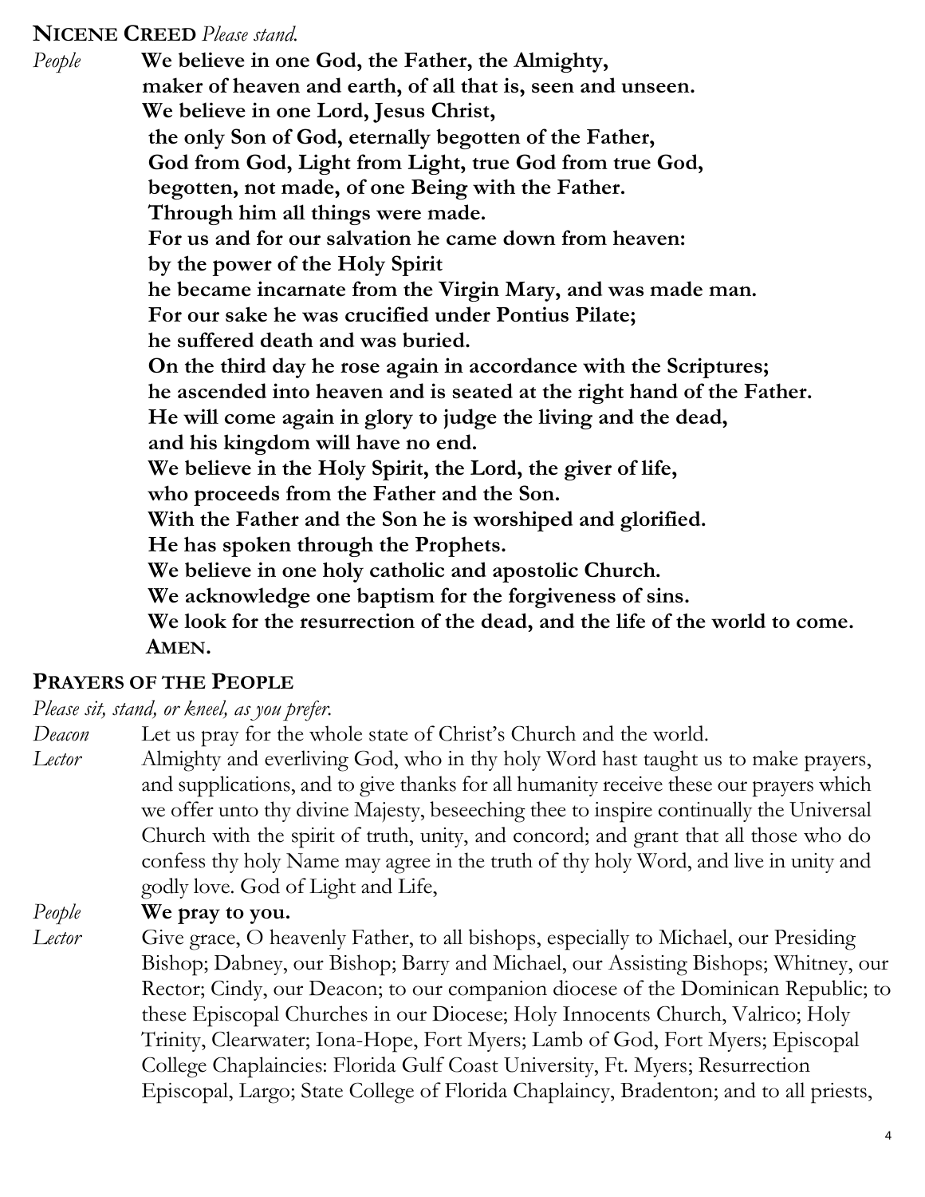**NICENE CREED** *Please stand.*

*People* **We believe in one God, the Father, the Almighty,
maker of heaven and earth, of all that is, seen and unseen.
We believe in one Lord, Jesus Christ,
the only Son of God, eternally begotten of the Father,
God from God, Light from Light, true God from true God,
begotten, not made, of one Being with the Father.
Through him all things were made.
For us and for our salvation he came down from heaven:
by the power of the Holy Spirit
he became incarnate from the Virgin Mary, and was made man.
For our sake he was crucified under Pontius Pilate;
he suffered death and was buried.
On the third day he rose again in accordance with the Scriptures;
he ascended into heaven and is seated at the right hand of the Father.
He will come again in glory to judge the living and the dead,
and his kingdom will have no end.
We believe in the Holy Spirit, the Lord, the giver of life,
who proceeds from the Father and the Son.
With the Father and the Son he is worshiped and glorified.
He has spoken through the Prophets.
We believe in one holy catholic and apostolic Church.
We acknowledge one baptism for the forgiveness of sins.
We look for the resurrection of the dead, and the life of the world to come.
AMEN.**

**PRAYERS OF THE PEOPLE**

*Please sit, stand, or kneel, as you prefer.*

*Deacon* Let us pray for the whole state of Christ's Church and the world.

*Lector* Almighty and everliving God, who in thy holy Word hast taught us to make prayers, and supplications, and to give thanks for all humanity receive these our prayers which we offer unto thy divine Majesty, beseeching thee to inspire continually the Universal Church with the spirit of truth, unity, and concord; and grant that all those who do confess thy holy Name may agree in the truth of thy holy Word, and live in unity and godly love. God of Light and Life,

*People* **We pray to you.**

*Lector* Give grace, O heavenly Father, to all bishops, especially to Michael, our Presiding Bishop; Dabney, our Bishop; Barry and Michael, our Assisting Bishops; Whitney, our Rector; Cindy, our Deacon; to our companion diocese of the Dominican Republic; to these Episcopal Churches in our Diocese; Holy Innocents Church, Valrico; Holy Trinity, Clearwater; Iona-Hope, Fort Myers; Lamb of God, Fort Myers; Episcopal College Chaplaincies: Florida Gulf Coast University, Ft. Myers; Resurrection Episcopal, Largo; State College of Florida Chaplaincy, Bradenton; and to all priests,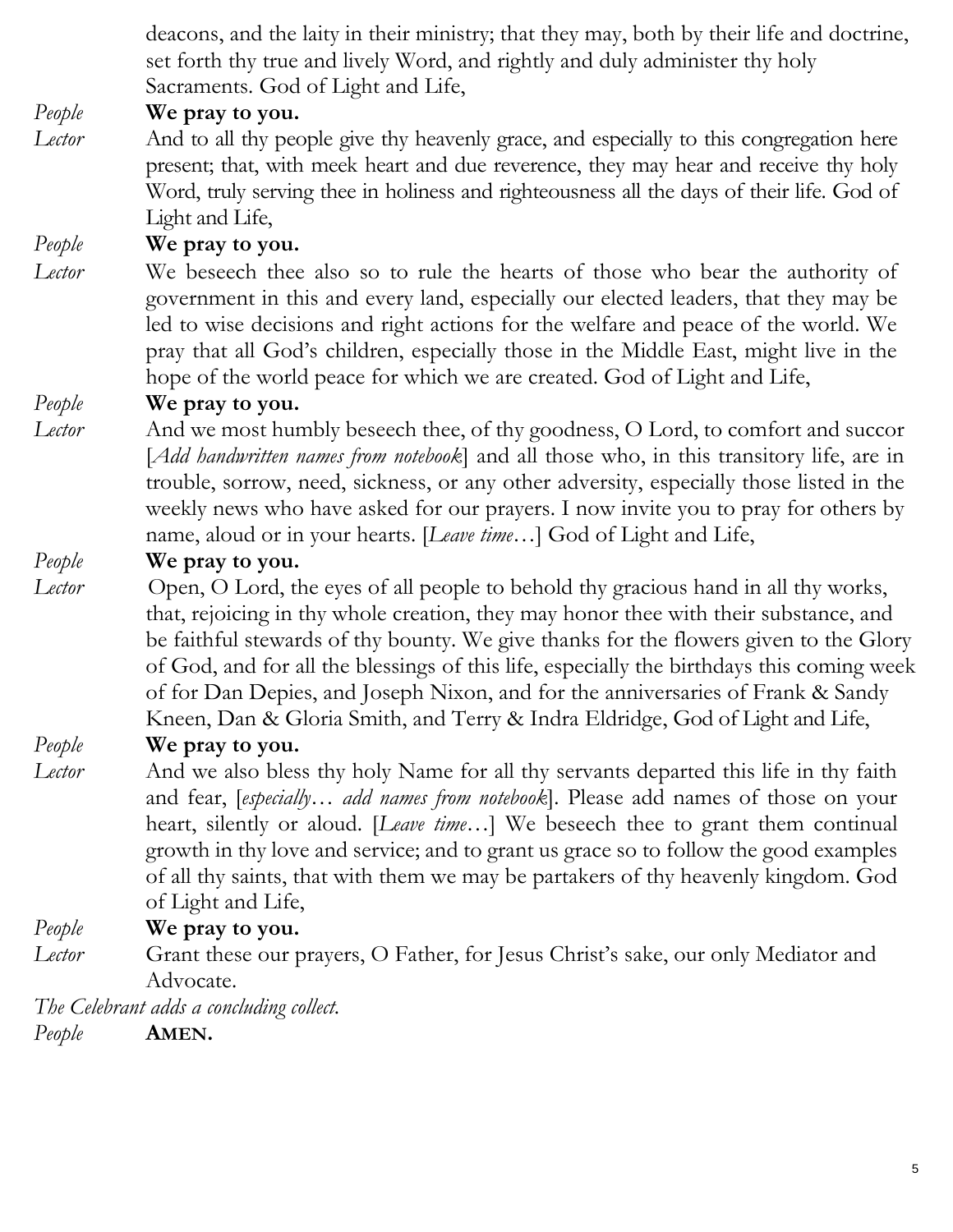deacons, and the laity in their ministry; that they may, both by their life and doctrine, set forth thy true and lively Word, and rightly and duly administer thy holy Sacraments. God of Light and Life,

*People* **We pray to you.**

*Lector* And to all thy people give thy heavenly grace, and especially to this congregation here present; that, with meek heart and due reverence, they may hear and receive thy holy Word, truly serving thee in holiness and righteousness all the days of their life. God of Light and Life,

*People* **We pray to you.**

*Lector* We beseech thee also so to rule the hearts of those who bear the authority of government in this and every land, especially our elected leaders, that they may be led to wise decisions and right actions for the welfare and peace of the world. We pray that all God's children, especially those in the Middle East, might live in the hope of the world peace for which we are created. God of Light and Life,

*People* **We pray to you.**

*Lector* And we most humbly beseech thee, of thy goodness, O Lord, to comfort and succor [*Add handwritten names from notebook*] and all those who, in this transitory life, are in trouble, sorrow, need, sickness, or any other adversity, especially those listed in the weekly news who have asked for our prayers. I now invite you to pray for others by name, aloud or in your hearts. [*Leave time*…] God of Light and Life,

*People* **We pray to you.**

*Lector* Open, O Lord, the eyes of all people to behold thy gracious hand in all thy works, that, rejoicing in thy whole creation, they may honor thee with their substance, and be faithful stewards of thy bounty. We give thanks for the flowers given to the Glory of God, and for all the blessings of this life, especially the birthdays this coming week of for Dan Depies, and Joseph Nixon, and for the anniversaries of Frank & Sandy Kneen, Dan & Gloria Smith, and Terry & Indra Eldridge, God of Light and Life,

*People* **We pray to you.**

*Lector* And we also bless thy holy Name for all thy servants departed this life in thy faith and fear, [*especially… add names from notebook*]. Please add names of those on your heart, silently or aloud. [*Leave time*…] We beseech thee to grant them continual growth in thy love and service; and to grant us grace so to follow the good examples of all thy saints, that with them we may be partakers of thy heavenly kingdom. God of Light and Life,

*People* **We pray to you.**

*Lector* Grant these our prayers, O Father, for Jesus Christ's sake, our only Mediator and Advocate.

*The Celebrant adds a concluding collect.*

*People* **AMEN.**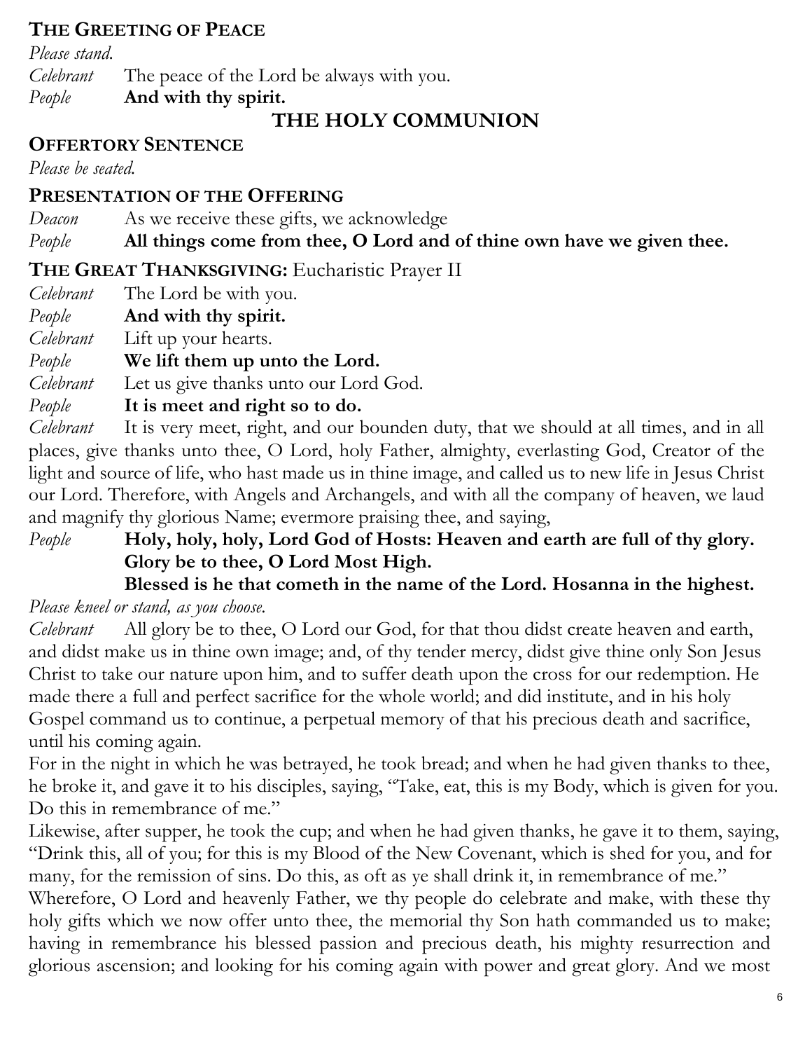**THE GREETING OF PEACE**

*Please stand.*

*Celebrant* The peace of the Lord be always with you.
*People* **And with thy spirit.**

## THE HOLY COMMUNION

**OFFERTORY SENTENCE**

*Please be seated.*

**PRESENTATION OF THE OFFERING**

*Deacon* As we receive these gifts, we acknowledge
*People* **All things come from thee, O Lord and of thine own have we given thee.**

**THE GREAT THANKSGIVING:** Eucharistic Prayer II

*Celebrant* The Lord be with you.
*People* **And with thy spirit.**
*Celebrant* Lift up your hearts.
*People* **We lift them up unto the Lord.**
*Celebrant* Let us give thanks unto our Lord God.
*People* **It is meet and right so to do.**
*Celebrant* It is very meet, right, and our bounden duty, that we should at all times, and in all places, give thanks unto thee, O Lord, holy Father, almighty, everlasting God, Creator of the light and source of life, who hast made us in thine image, and called us to new life in Jesus Christ our Lord. Therefore, with Angels and Archangels, and with all the company of heaven, we laud and magnify thy glorious Name; evermore praising thee, and saying,
*People* **Holy, holy, holy, Lord God of Hosts: Heaven and earth are full of thy glory. Glory be to thee, O Lord Most High.**
**Blessed is he that cometh in the name of the Lord. Hosanna in the highest.**

*Please kneel or stand, as you choose.*

*Celebrant* All glory be to thee, O Lord our God, for that thou didst create heaven and earth, and didst make us in thine own image; and, of thy tender mercy, didst give thine only Son Jesus Christ to take our nature upon him, and to suffer death upon the cross for our redemption. He made there a full and perfect sacrifice for the whole world; and did institute, and in his holy Gospel command us to continue, a perpetual memory of that his precious death and sacrifice, until his coming again.

For in the night in which he was betrayed, he took bread; and when he had given thanks to thee, he broke it, and gave it to his disciples, saying, "Take, eat, this is my Body, which is given for you. Do this in remembrance of me."

Likewise, after supper, he took the cup; and when he had given thanks, he gave it to them, saying, "Drink this, all of you; for this is my Blood of the New Covenant, which is shed for you, and for many, for the remission of sins. Do this, as oft as ye shall drink it, in remembrance of me."

Wherefore, O Lord and heavenly Father, we thy people do celebrate and make, with these thy holy gifts which we now offer unto thee, the memorial thy Son hath commanded us to make; having in remembrance his blessed passion and precious death, his mighty resurrection and glorious ascension; and looking for his coming again with power and great glory. And we most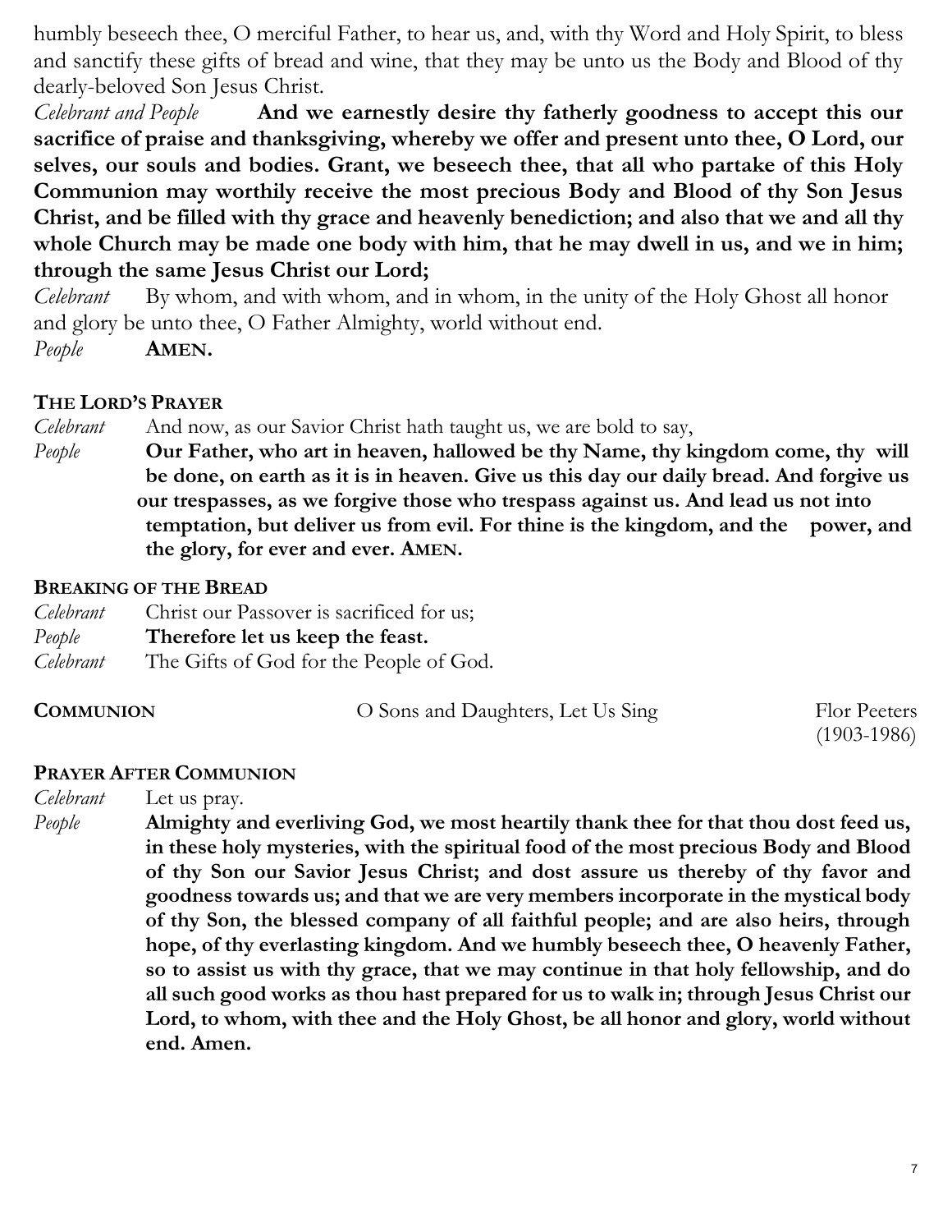humbly beseech thee, O merciful Father, to hear us, and, with thy Word and Holy Spirit, to bless and sanctify these gifts of bread and wine, that they may be unto us the Body and Blood of thy dearly-beloved Son Jesus Christ.

*Celebrant and People* **And we earnestly desire thy fatherly goodness to accept this our sacrifice of praise and thanksgiving, whereby we offer and present unto thee, O Lord, our selves, our souls and bodies. Grant, we beseech thee, that all who partake of this Holy Communion may worthily receive the most precious Body and Blood of thy Son Jesus Christ, and be filled with thy grace and heavenly benediction; and also that we and all thy whole Church may be made one body with him, that he may dwell in us, and we in him; through the same Jesus Christ our Lord;**

*Celebrant* By whom, and with whom, and in whom, in the unity of the Holy Ghost all honor and glory be unto thee, O Father Almighty, world without end.

*People* **AMEN.**

**THE LORD'S PRAYER**

*Celebrant* And now, as our Savior Christ hath taught us, we are bold to say,

*People* **Our Father, who art in heaven, hallowed be thy Name, thy kingdom come, thy will be done, on earth as it is in heaven. Give us this day our daily bread. And forgive us our trespasses, as we forgive those who trespass against us. And lead us not into temptation, but deliver us from evil. For thine is the kingdom, and the power, and the glory, for ever and ever. AMEN.**

**BREAKING OF THE BREAD**

*Celebrant* Christ our Passover is sacrificed for us;

*People* **Therefore let us keep the feast.**

*Celebrant* The Gifts of God for the People of God.

**COMMUNION** O Sons and Daughters, Let Us Sing Flor Peeters (1903-1986)

**PRAYER AFTER COMMUNION**

*Celebrant* Let us pray.

*People* **Almighty and everliving God, we most heartily thank thee for that thou dost feed us, in these holy mysteries, with the spiritual food of the most precious Body and Blood of thy Son our Savior Jesus Christ; and dost assure us thereby of thy favor and goodness towards us; and that we are very members incorporate in the mystical body of thy Son, the blessed company of all faithful people; and are also heirs, through hope, of thy everlasting kingdom. And we humbly beseech thee, O heavenly Father, so to assist us with thy grace, that we may continue in that holy fellowship, and do all such good works as thou hast prepared for us to walk in; through Jesus Christ our Lord, to whom, with thee and the Holy Ghost, be all honor and glory, world without end. Amen.**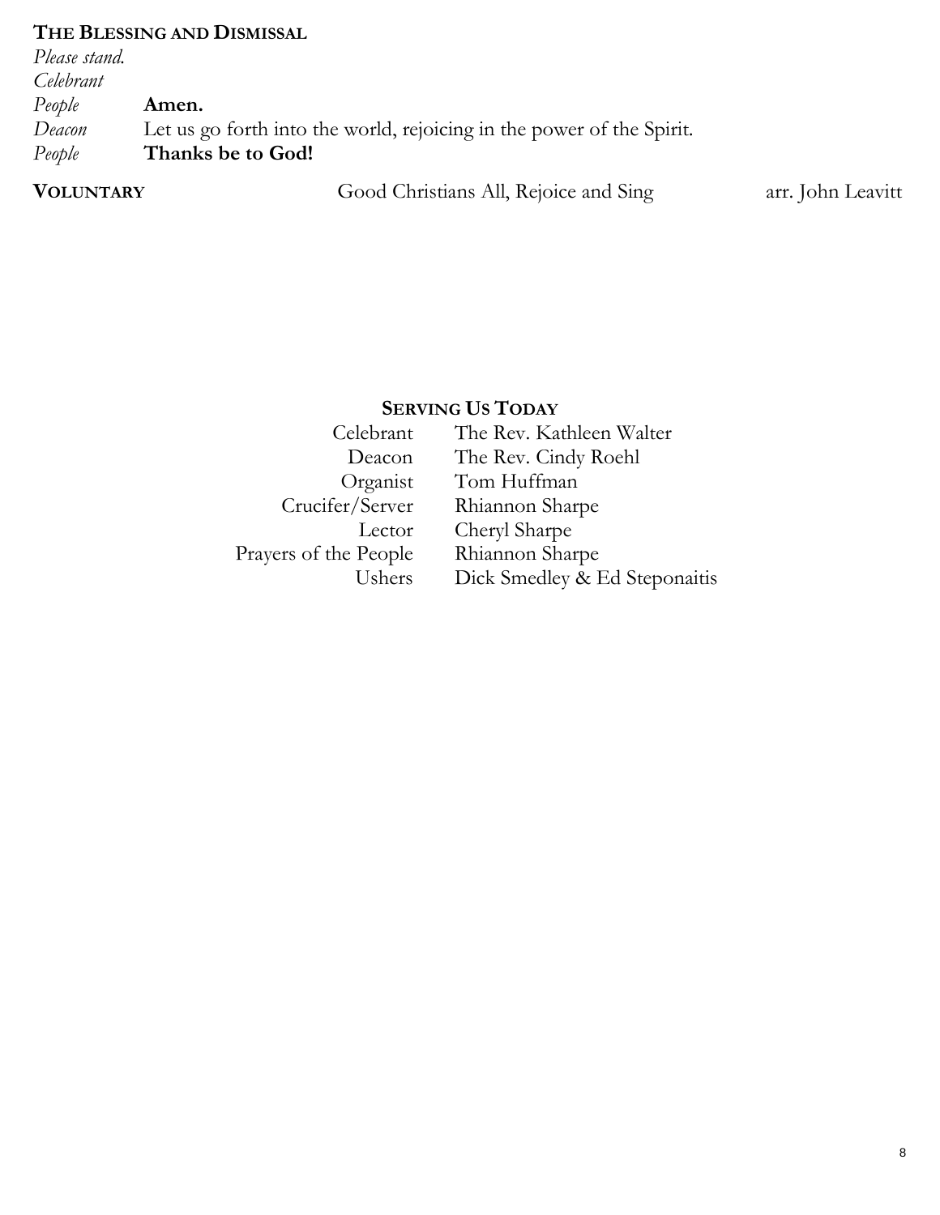**THE BLESSING AND DISMISSAL**

*Please stand.*

*Celebrant*

*People* **Amen.**

*Deacon* Let us go forth into the world, rejoicing in the power of the Spirit.

*People* **Thanks be to God!**

**VOLUNTARY** Good Christians All, Rejoice and Sing arr. John Leavitt

**SERVING US TODAY**

| | |
|---|---|
| Celebrant | The Rev. Kathleen Walter |
| Deacon | The Rev. Cindy Roehl |
| Organist | Tom Huffman |
| Crucifer/Server | Rhiannon Sharpe |
| Lector | Cheryl Sharpe |
| Prayers of the People | Rhiannon Sharpe |
| Ushers | Dick Smedley & Ed Steponaitis |